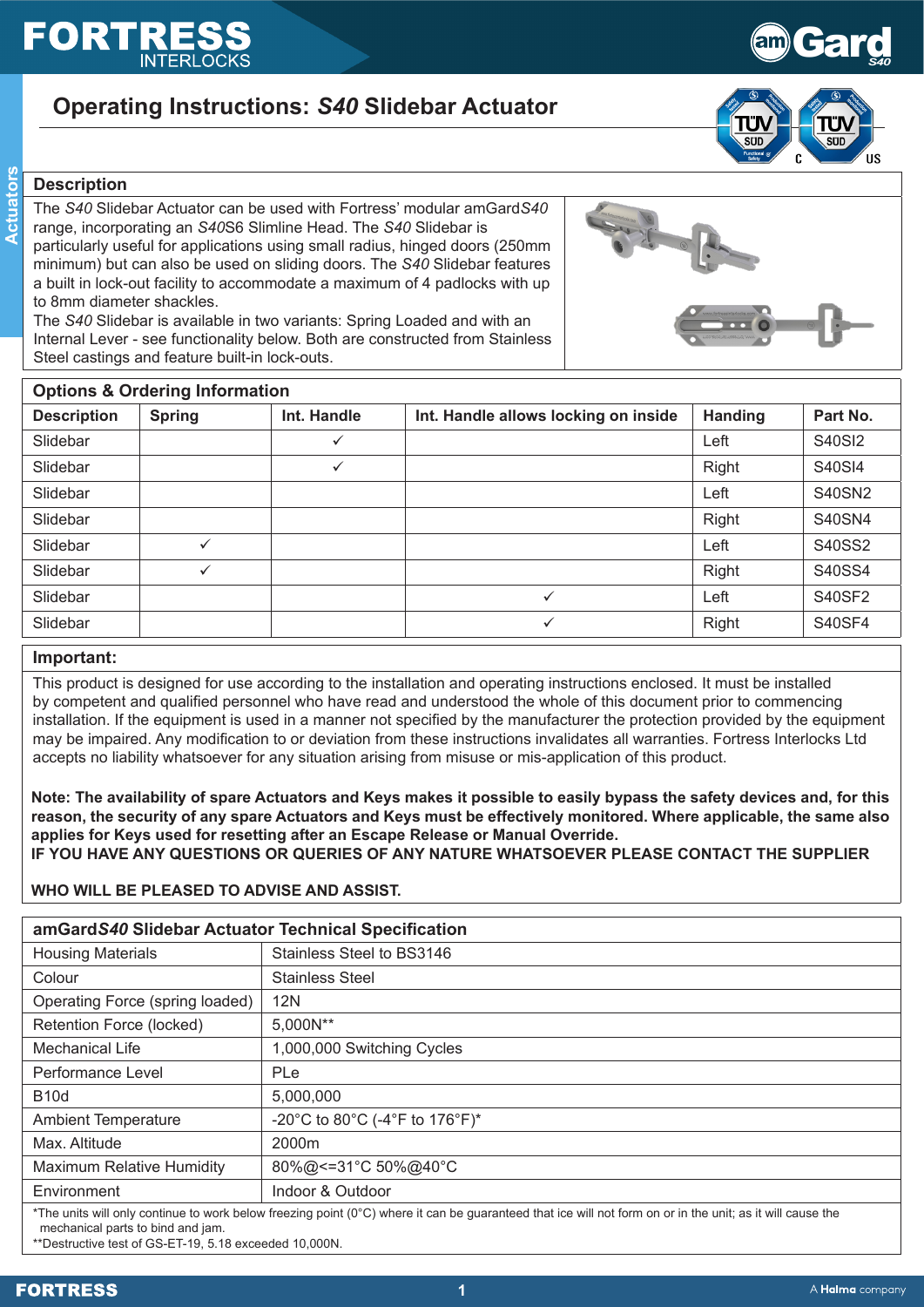# Operating Instructions: *S40* Slidebar Actuator

## Description

The *S40* Slidebar Actuator can be used with Fortress' modular amGard*S40* range, incorporating an *S40*S6 Slimline Head. The *S40* Slidebar is particularly useful for applications using small radius, hinged doors (250mm minimum) but can also be used on sliding doors. The *S40* Slidebar features a built in lock-out facility to accommodate a maximum of 4 padlocks with up to 8mm diameter shackles.

The *S40* Slidebar is available in two variants: Spring Loaded and with an Internal Lever - see functionality below. Both are constructed from Stainless Steel castings and feature built-in lock-outs.

## Options & Ordering Information

| Description | Spring | Int. Handle | Int. Handle allows locking on inside | Handing | Part No. |
|---|---|---|---|---|---|
| Slidebar | | ✓ | | Left | S40SI2 |
| Slidebar | | ✓ | | Right | S40SI4 |
| Slidebar | | | | Left | S40SN2 |
| Slidebar | | | | Right | S40SN4 |
| Slidebar | ✓ | | | Left | S40SS2 |
| Slidebar | ✓ | | | Right | S40SS4 |
| Slidebar | | | ✓ | Left | S40SF2 |
| Slidebar | | | ✓ | Right | S40SF4 |

## Important:

This product is designed for use according to the installation and operating instructions enclosed. It must be installed by competent and qualified personnel who have read and understood the whole of this document prior to commencing installation. If the equipment is used in a manner not specified by the manufacturer the protection provided by the equipment may be impaired. Any modification to or deviation from these instructions invalidates all warranties. Fortress Interlocks Ltd accepts no liability whatsoever for any situation arising from misuse or mis-application of this product.

**Note: The availability of spare Actuators and Keys makes it possible to easily bypass the safety devices and, for this reason, the security of any spare Actuators and Keys must be effectively monitored. Where applicable, the same also applies for Keys used for resetting after an Escape Release or Manual Override.**
**IF YOU HAVE ANY QUESTIONS OR QUERIES OF ANY NATURE WHATSOEVER PLEASE CONTACT THE SUPPLIER**

**WHO WILL BE PLEASED TO ADVISE AND ASSIST.**

## amGard*S40* Slidebar Actuator Technical Specification

| | |
|---|---|
| Housing Materials | Stainless Steel to BS3146 |
| Colour | Stainless Steel |
| Operating Force (spring loaded) | 12N |
| Retention Force (locked) | 5,000N** |
| Mechanical Life | 1,000,000 Switching Cycles |
| Performance Level | PLe |
| B10d | 5,000,000 |
| Ambient Temperature | -20°C to 80°C (-4°F to 176°F)* |
| Max. Altitude | 2000m |
| Maximum Relative Humidity | 80%@<=31°C 50%@40°C |
| Environment | Indoor & Outdoor |

*The units will only continue to work below freezing point (0°C) where it can be guaranteed that ice will not form on or in the unit; as it will cause the mechanical parts to bind and jam.
**Destructive test of GS-ET-19, 5.18 exceeded 10,000N.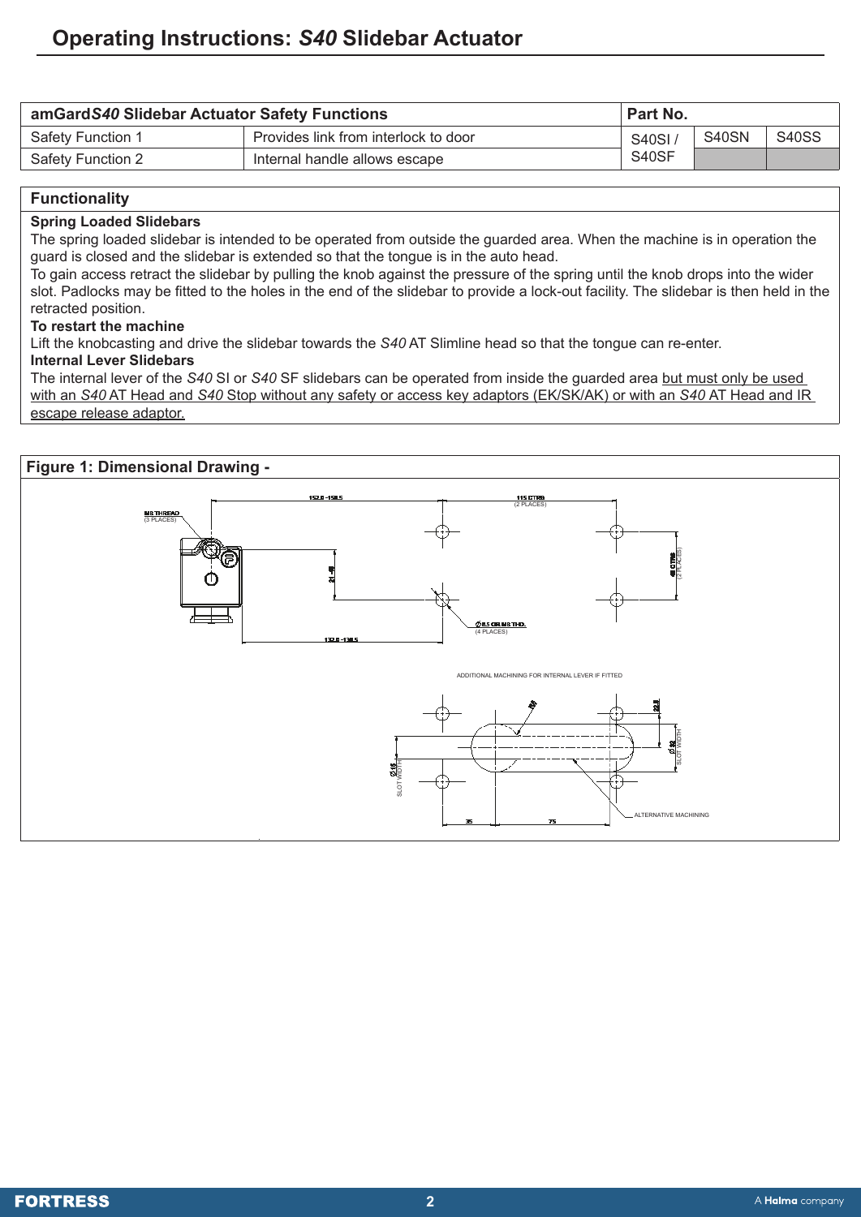## amGard*S40* Slidebar Actuator Safety Functions

| amGard*S40* Slidebar Actuator Safety Functions | | Part No. | | |
|---|---|---|---|---|
| Safety Function 1 | Provides link from interlock to door | S40SI / S40SF | S40SN | S40SS |
| Safety Function 2 | Internal handle allows escape | | | |

## Functionality

**Spring Loaded Slidebars**

The spring loaded slidebar is intended to be operated from outside the guarded area. When the machine is in operation the guard is closed and the slidebar is extended so that the tongue is in the auto head.

To gain access retract the slidebar by pulling the knob against the pressure of the spring until the knob drops into the wider slot. Padlocks may be fitted to the holes in the end of the slidebar to provide a lock-out facility. The slidebar is then held in the retracted position.

**To restart the machine**

Lift the knobcasting and drive the slidebar towards the *S40* AT Slimline head so that the tongue can re-enter.

**Internal Lever Slidebars**

The internal lever of the *S40* SI or *S40* SF slidebars can be operated from inside the guarded area but must only be used with an *S40* AT Head and *S40* Stop without any safety or access key adaptors (EK/SK/AK) or with an *S40* AT Head and IR escape release adaptor.

## Figure 1: Dimensional Drawing -

M8 THREAD (3 PLACES)

152.0 - 158.5

115 CTRS (2 PLACES)

48 CTRS (2 PLACES)

21 - 48

Ø8.5 OR M8 THD. (4 PLACES)

132.0 - 138.5

ADDITIONAL MACHINING FOR INTERNAL LEVER IF FITTED

R8

22.8

Ø16 SLOT WIDTH

Ø32 SLOT WIDTH

35

75

ALTERNATIVE MACHINING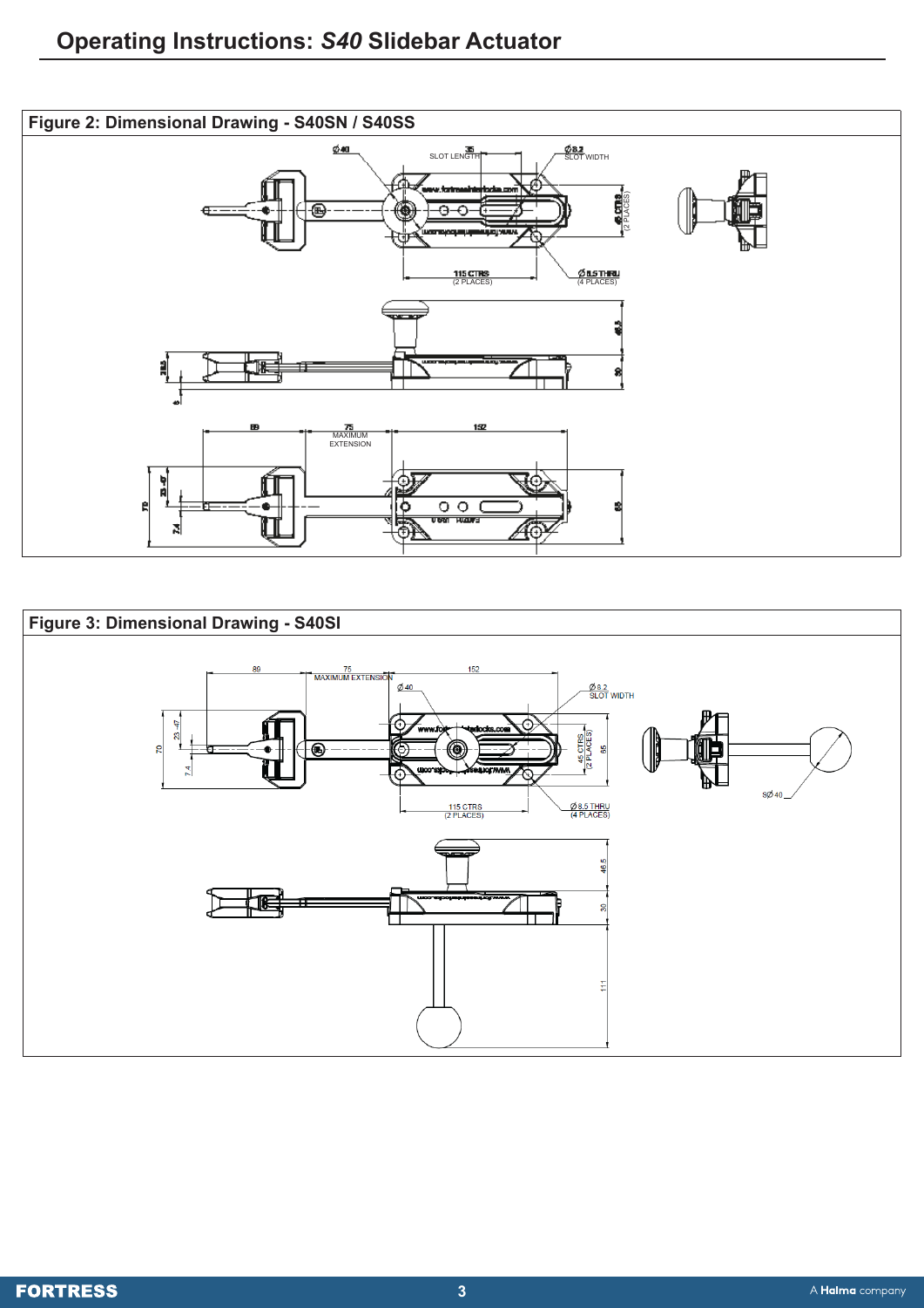## Figure 2: Dimensional Drawing - S40SN / S40SS

## Figure 3: Dimensional Drawing - S40SI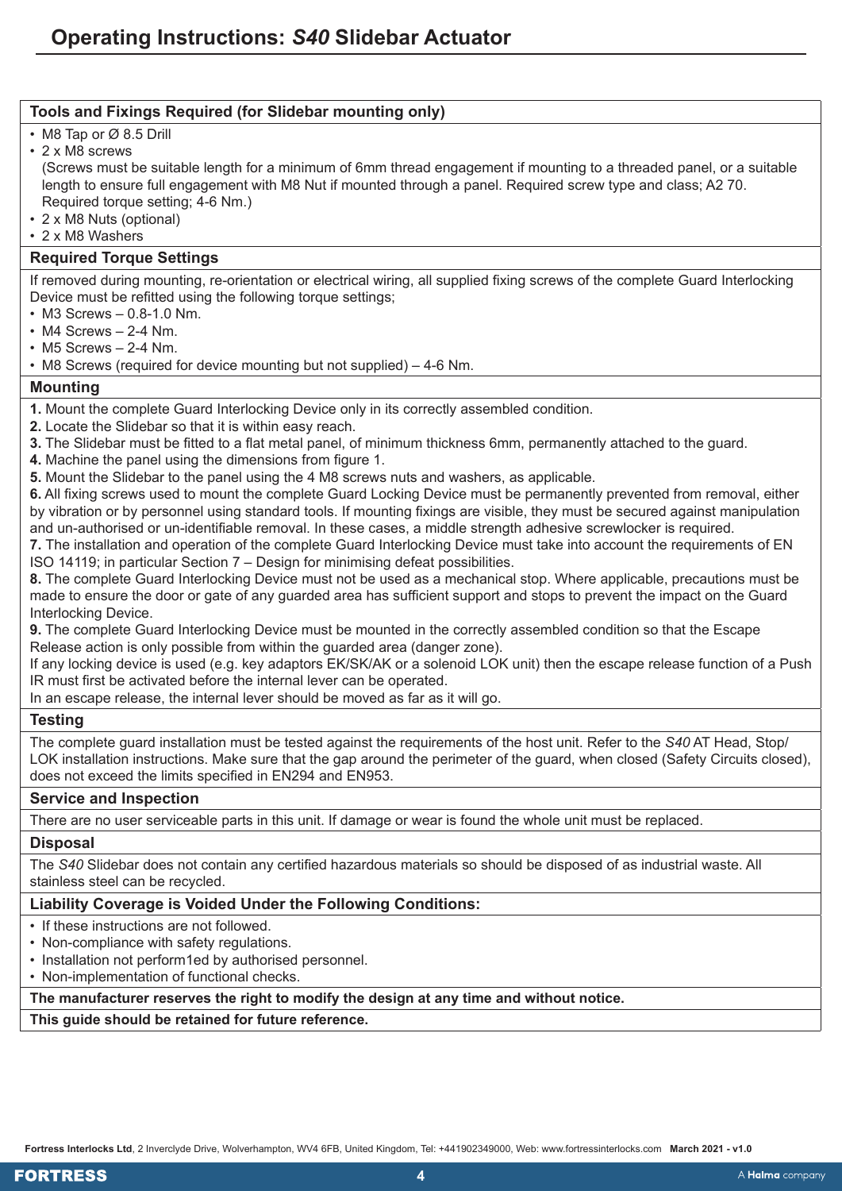# Operating Instructions: *S40* Slidebar Actuator

## Tools and Fixings Required (for Slidebar mounting only)

- M8 Tap or Ø 8.5 Drill
- 2 x M8 screws
  (Screws must be suitable length for a minimum of 6mm thread engagement if mounting to a threaded panel, or a suitable length to ensure full engagement with M8 Nut if mounted through a panel. Required screw type and class; A2 70. Required torque setting; 4-6 Nm.)
- 2 x M8 Nuts (optional)
- 2 x M8 Washers

## Required Torque Settings

If removed during mounting, re-orientation or electrical wiring, all supplied fixing screws of the complete Guard Interlocking Device must be refitted using the following torque settings;

- M3 Screws – 0.8-1.0 Nm.
- M4 Screws – 2-4 Nm.
- M5 Screws – 2-4 Nm.
- M8 Screws (required for device mounting but not supplied) – 4-6 Nm.

## Mounting

**1.** Mount the complete Guard Interlocking Device only in its correctly assembled condition.
**2.** Locate the Slidebar so that it is within easy reach.
**3.** The Slidebar must be fitted to a flat metal panel, of minimum thickness 6mm, permanently attached to the guard.
**4.** Machine the panel using the dimensions from figure 1.
**5.** Mount the Slidebar to the panel using the 4 M8 screws nuts and washers, as applicable.
**6.** All fixing screws used to mount the complete Guard Locking Device must be permanently prevented from removal, either by vibration or by personnel using standard tools. If mounting fixings are visible, they must be secured against manipulation and un-authorised or un-identifiable removal. In these cases, a middle strength adhesive screwlocker is required.
**7.** The installation and operation of the complete Guard Interlocking Device must take into account the requirements of EN ISO 14119; in particular Section 7 – Design for minimising defeat possibilities.
**8.** The complete Guard Interlocking Device must not be used as a mechanical stop. Where applicable, precautions must be made to ensure the door or gate of any guarded area has sufficient support and stops to prevent the impact on the Guard Interlocking Device.
**9.** The complete Guard Interlocking Device must be mounted in the correctly assembled condition so that the Escape Release action is only possible from within the guarded area (danger zone).
If any locking device is used (e.g. key adaptors EK/SK/AK or a solenoid LOK unit) then the escape release function of a Push IR must first be activated before the internal lever can be operated.
In an escape release, the internal lever should be moved as far as it will go.

## Testing

The complete guard installation must be tested against the requirements of the host unit. Refer to the *S40* AT Head, Stop/LOK installation instructions. Make sure that the gap around the perimeter of the guard, when closed (Safety Circuits closed), does not exceed the limits specified in EN294 and EN953.

## Service and Inspection

There are no user serviceable parts in this unit. If damage or wear is found the whole unit must be replaced.

## Disposal

The *S40* Slidebar does not contain any certified hazardous materials so should be disposed of as industrial waste. All stainless steel can be recycled.

## Liability Coverage is Voided Under the Following Conditions:

- If these instructions are not followed.
- Non-compliance with safety regulations.
- Installation not perform1ed by authorised personnel.
- Non-implementation of functional checks.

**The manufacturer reserves the right to modify the design at any time and without notice.**

**This guide should be retained for future reference.**

**Fortress Interlocks Ltd**, 2 Inverclyde Drive, Wolverhampton, WV4 6FB, United Kingdom, Tel: +441902349000, Web: www.fortressinterlocks.com **March 2021 - v1.0**